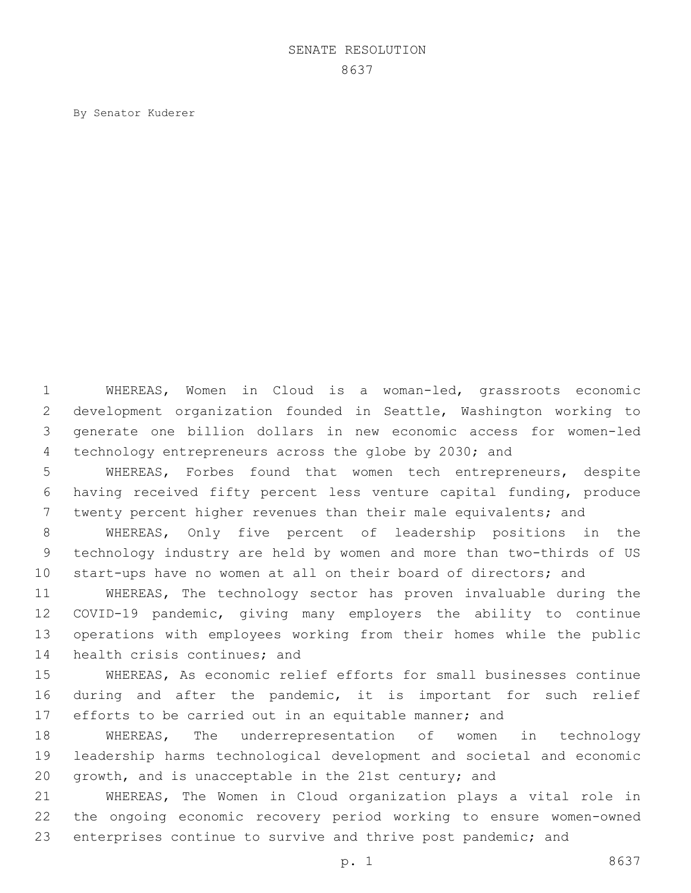# SENATE RESOLUTION 8637

By Senator Kuderer

WHEREAS, Women in Cloud is a woman-led, grassroots economic development organization founded in Seattle, Washington working to generate one billion dollars in new economic access for women-led technology entrepreneurs across the globe by 2030; and

WHEREAS, Forbes found that women tech entrepreneurs, despite having received fifty percent less venture capital funding, produce twenty percent higher revenues than their male equivalents; and

WHEREAS, Only five percent of leadership positions in the technology industry are held by women and more than two-thirds of US start-ups have no women at all on their board of directors; and

WHEREAS, The technology sector has proven invaluable during the COVID-19 pandemic, giving many employers the ability to continue operations with employees working from their homes while the public health crisis continues; and

WHEREAS, As economic relief efforts for small businesses continue during and after the pandemic, it is important for such relief efforts to be carried out in an equitable manner; and

WHEREAS, The underrepresentation of women in technology leadership harms technological development and societal and economic growth, and is unacceptable in the 21st century; and

WHEREAS, The Women in Cloud organization plays a vital role in the ongoing economic recovery period working to ensure women-owned enterprises continue to survive and thrive post pandemic; and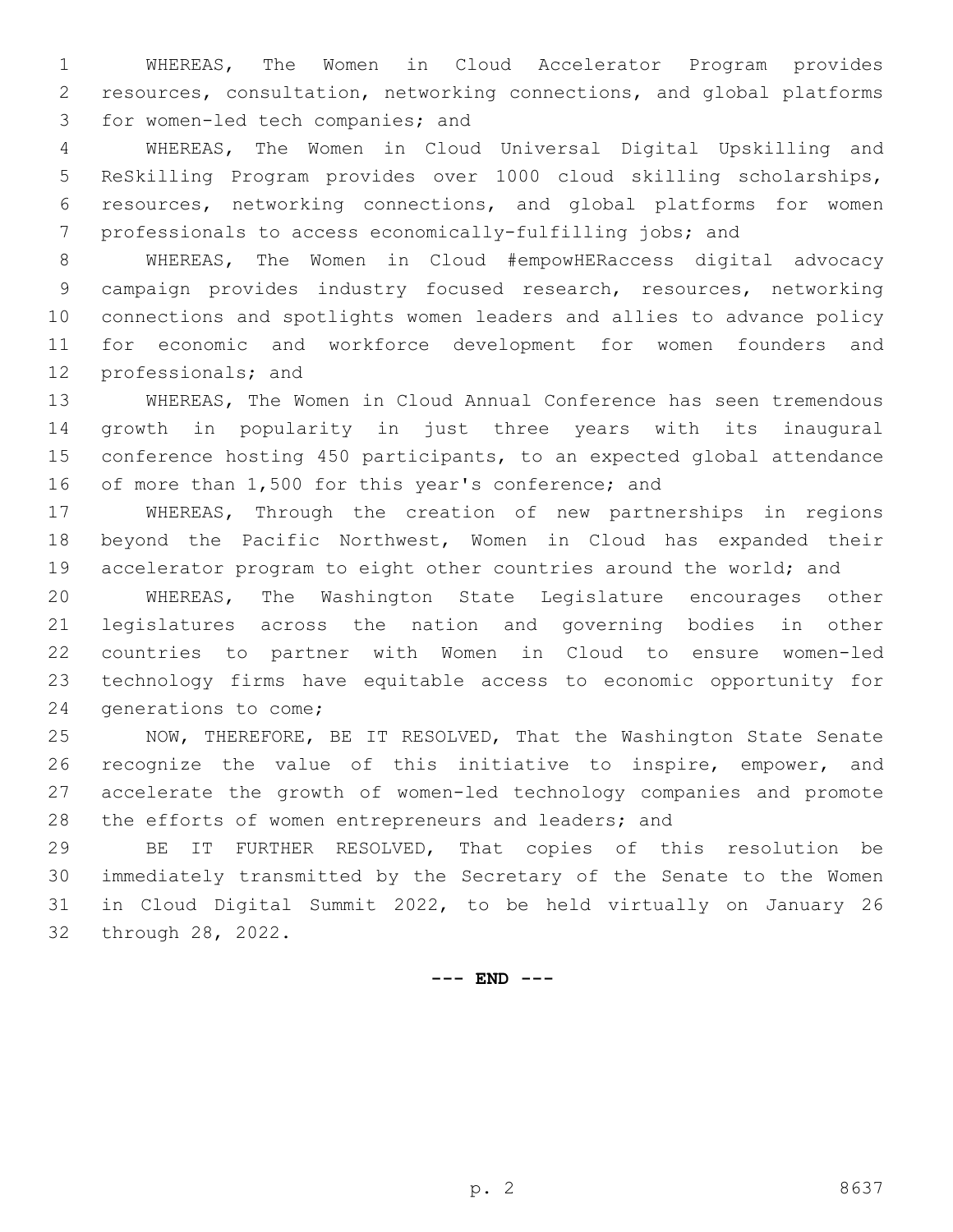WHEREAS, The Women in Cloud Accelerator Program provides resources, consultation, networking connections, and global platforms for women-led tech companies; and

WHEREAS, The Women in Cloud Universal Digital Upskilling and ReSkilling Program provides over 1000 cloud skilling scholarships, resources, networking connections, and global platforms for women professionals to access economically-fulfilling jobs; and

WHEREAS, The Women in Cloud #empowHERaccess digital advocacy campaign provides industry focused research, resources, networking connections and spotlights women leaders and allies to advance policy for economic and workforce development for women founders and professionals; and

WHEREAS, The Women in Cloud Annual Conference has seen tremendous growth in popularity in just three years with its inaugural conference hosting 450 participants, to an expected global attendance of more than 1,500 for this year's conference; and

WHEREAS, Through the creation of new partnerships in regions beyond the Pacific Northwest, Women in Cloud has expanded their accelerator program to eight other countries around the world; and

WHEREAS, The Washington State Legislature encourages other legislatures across the nation and governing bodies in other countries to partner with Women in Cloud to ensure women-led technology firms have equitable access to economic opportunity for generations to come;

NOW, THEREFORE, BE IT RESOLVED, That the Washington State Senate recognize the value of this initiative to inspire, empower, and accelerate the growth of women-led technology companies and promote the efforts of women entrepreneurs and leaders; and

BE IT FURTHER RESOLVED, That copies of this resolution be immediately transmitted by the Secretary of the Senate to the Women in Cloud Digital Summit 2022, to be held virtually on January 26 through 28, 2022.

**--- END ---**